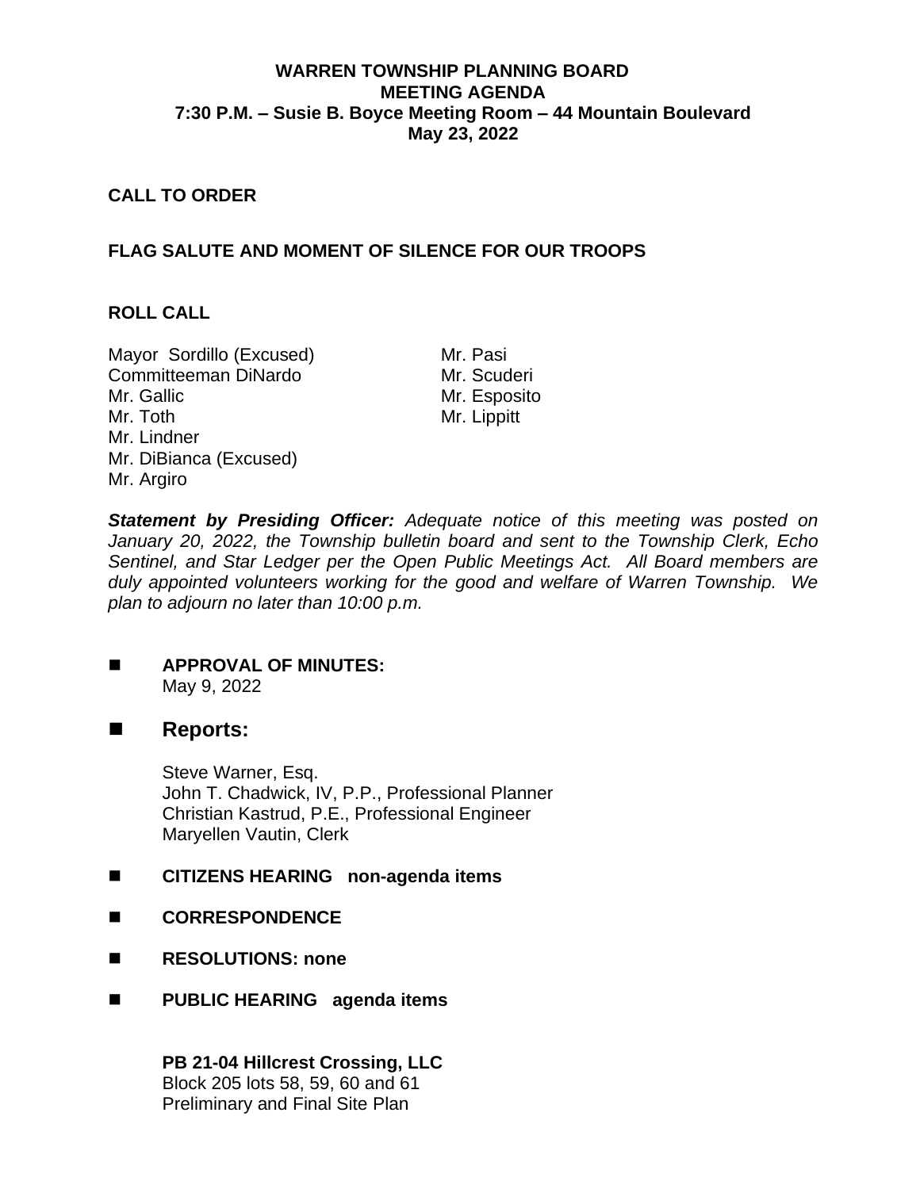**WARREN TOWNSHIP PLANNING BOARD**
**MEETING AGENDA**
**7:30 P.M. – Susie B. Boyce Meeting Room – 44 Mountain Boulevard**
**May 23, 2022**

**CALL TO ORDER**

**FLAG SALUTE AND MOMENT OF SILENCE FOR OUR TROOPS**

**ROLL CALL**

Mayor Sordillo (Excused)
Committeeman DiNardo
Mr. Gallic
Mr. Toth
Mr. Lindner
Mr. DiBianca (Excused)
Mr. Argiro
Mr. Pasi
Mr. Scuderi
Mr. Esposito
Mr. Lippitt

***Statement by Presiding Officer:*** *Adequate notice of this meeting was posted on January 20, 2022, the Township bulletin board and sent to the Township Clerk, Echo Sentinel, and Star Ledger per the Open Public Meetings Act. All Board members are duly appointed volunteers working for the good and welfare of Warren Township. We plan to adjourn no later than 10:00 p.m.*

- **APPROVAL OF MINUTES:**
  May 9, 2022

- **Reports:**

  Steve Warner, Esq.
  John T. Chadwick, IV, P.P., Professional Planner
  Christian Kastrud, P.E., Professional Engineer
  Maryellen Vautin, Clerk

- **CITIZENS HEARING non-agenda items**

- **CORRESPONDENCE**

- **RESOLUTIONS: none**

- **PUBLIC HEARING agenda items**

  **PB 21-04 Hillcrest Crossing, LLC**
  Block 205 lots 58, 59, 60 and 61
  Preliminary and Final Site Plan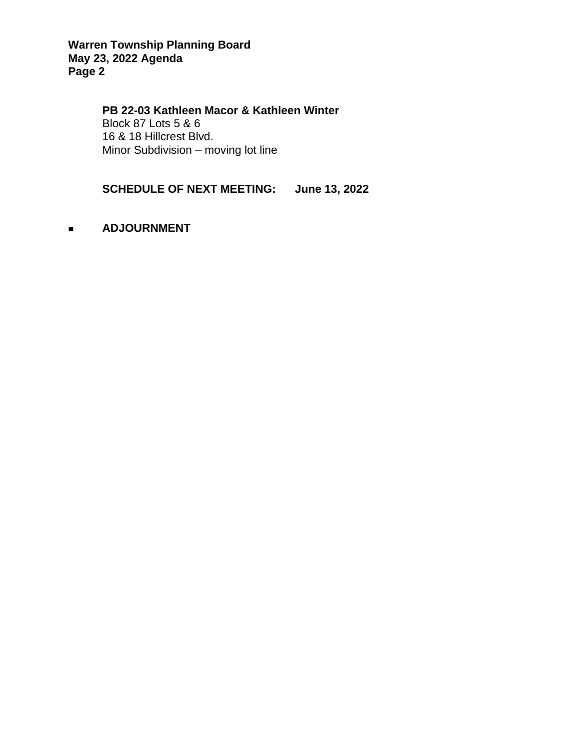**PB 22-03 Kathleen Macor & Kathleen Winter**
Block 87 Lots 5 & 6
16 & 18 Hillcrest Blvd.
Minor Subdivision – moving lot line

**SCHEDULE OF NEXT MEETING: June 13, 2022**

- **ADJOURNMENT**